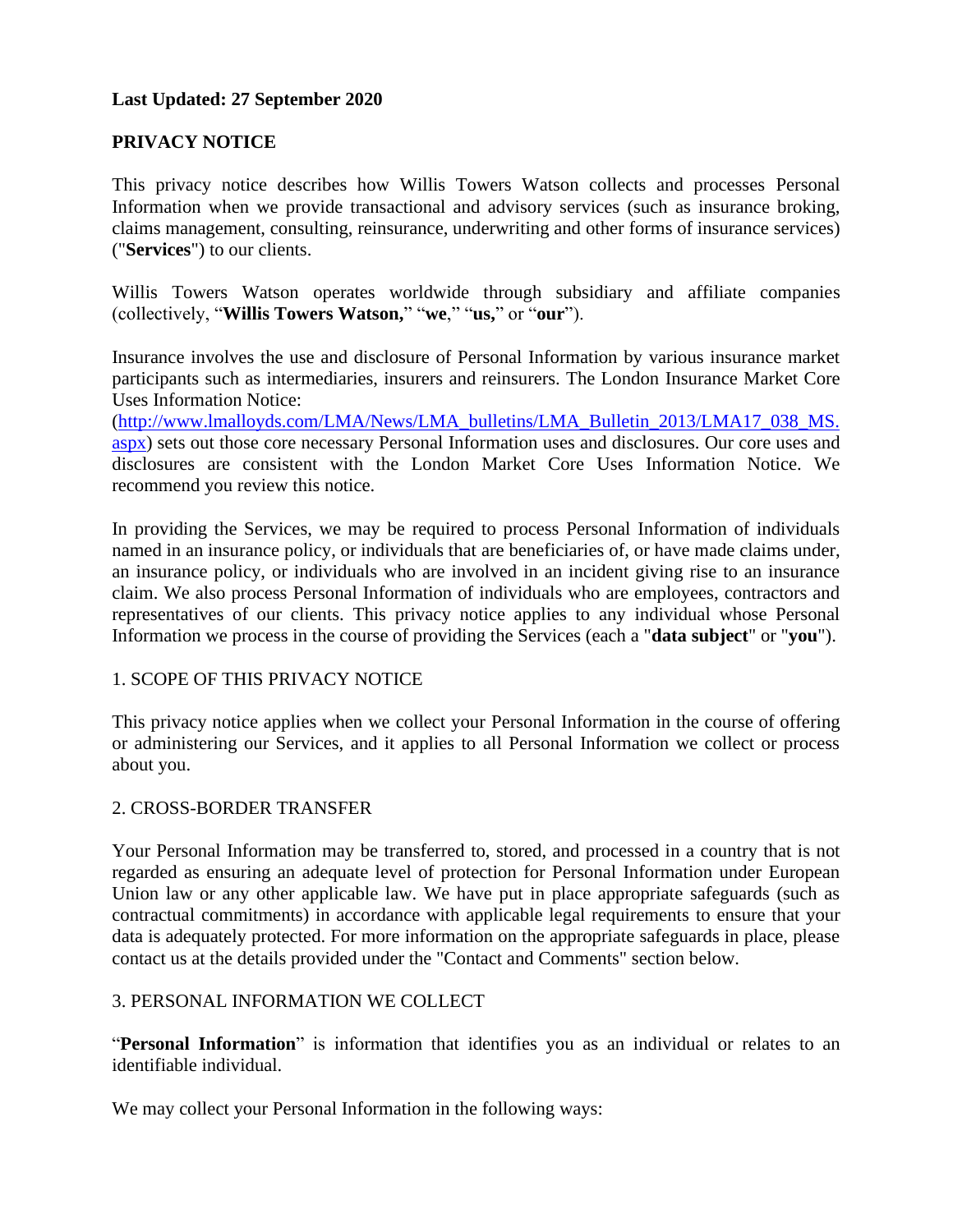**Last Updated: 27 September 2020**

# PRIVACY NOTICE

This privacy notice describes how Willis Towers Watson collects and processes Personal Information when we provide transactional and advisory services (such as insurance broking, claims management, consulting, reinsurance, underwriting and other forms of insurance services) ("**Services**") to our clients.

Willis Towers Watson operates worldwide through subsidiary and affiliate companies (collectively, "**Willis Towers Watson,**" "**we**," "**us,**" or "**our**").

Insurance involves the use and disclosure of Personal Information by various insurance market participants such as intermediaries, insurers and reinsurers. The London Insurance Market Core Uses Information Notice: ([http://www.lmalloyds.com/LMA/News/LMA_bulletins/LMA_Bulletin_2013/LMA17_038_MS.aspx](http://www.lmalloyds.com/LMA/News/LMA_bulletins/LMA_Bulletin_2013/LMA17_038_MS.aspx)) sets out those core necessary Personal Information uses and disclosures. Our core uses and disclosures are consistent with the London Market Core Uses Information Notice. We recommend you review this notice.

In providing the Services, we may be required to process Personal Information of individuals named in an insurance policy, or individuals that are beneficiaries of, or have made claims under, an insurance policy, or individuals who are involved in an incident giving rise to an insurance claim. We also process Personal Information of individuals who are employees, contractors and representatives of our clients. This privacy notice applies to any individual whose Personal Information we process in the course of providing the Services (each a "**data subject**" or "**you**").

## 1. SCOPE OF THIS PRIVACY NOTICE

This privacy notice applies when we collect your Personal Information in the course of offering or administering our Services, and it applies to all Personal Information we collect or process about you.

## 2. CROSS-BORDER TRANSFER

Your Personal Information may be transferred to, stored, and processed in a country that is not regarded as ensuring an adequate level of protection for Personal Information under European Union law or any other applicable law. We have put in place appropriate safeguards (such as contractual commitments) in accordance with applicable legal requirements to ensure that your data is adequately protected. For more information on the appropriate safeguards in place, please contact us at the details provided under the "Contact and Comments" section below.

## 3. PERSONAL INFORMATION WE COLLECT

"**Personal Information**" is information that identifies you as an individual or relates to an identifiable individual.

We may collect your Personal Information in the following ways: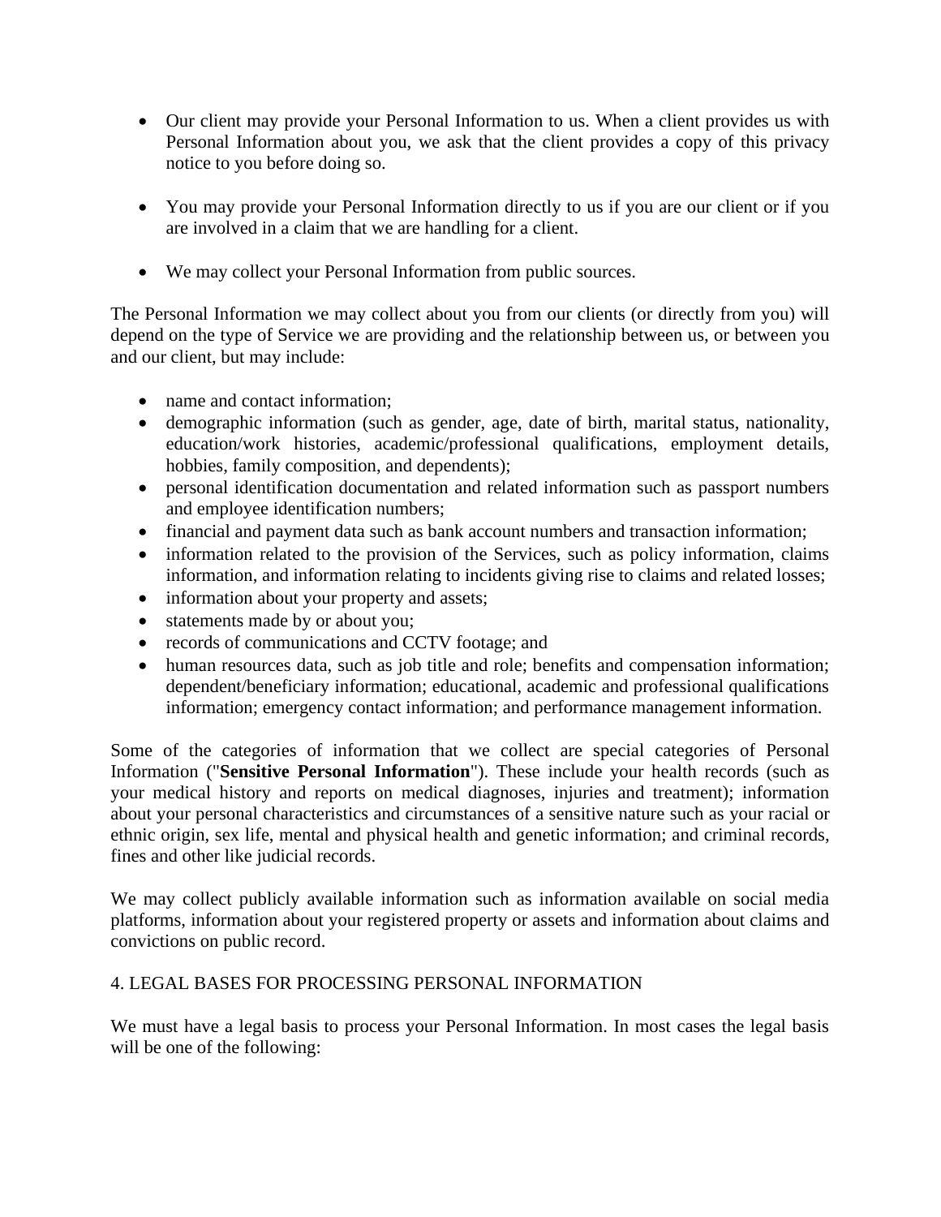- Our client may provide your Personal Information to us. When a client provides us with Personal Information about you, we ask that the client provides a copy of this privacy notice to you before doing so.

- You may provide your Personal Information directly to us if you are our client or if you are involved in a claim that we are handling for a client.

- We may collect your Personal Information from public sources.

The Personal Information we may collect about you from our clients (or directly from you) will depend on the type of Service we are providing and the relationship between us, or between you and our client, but may include:

- name and contact information;
- demographic information (such as gender, age, date of birth, marital status, nationality, education/work histories, academic/professional qualifications, employment details, hobbies, family composition, and dependents);
- personal identification documentation and related information such as passport numbers and employee identification numbers;
- financial and payment data such as bank account numbers and transaction information;
- information related to the provision of the Services, such as policy information, claims information, and information relating to incidents giving rise to claims and related losses;
- information about your property and assets;
- statements made by or about you;
- records of communications and CCTV footage; and
- human resources data, such as job title and role; benefits and compensation information; dependent/beneficiary information; educational, academic and professional qualifications information; emergency contact information; and performance management information.

Some of the categories of information that we collect are special categories of Personal Information ("**Sensitive Personal Information**"). These include your health records (such as your medical history and reports on medical diagnoses, injuries and treatment); information about your personal characteristics and circumstances of a sensitive nature such as your racial or ethnic origin, sex life, mental and physical health and genetic information; and criminal records, fines and other like judicial records.

We may collect publicly available information such as information available on social media platforms, information about your registered property or assets and information about claims and convictions on public record.

## 4. LEGAL BASES FOR PROCESSING PERSONAL INFORMATION

We must have a legal basis to process your Personal Information. In most cases the legal basis will be one of the following: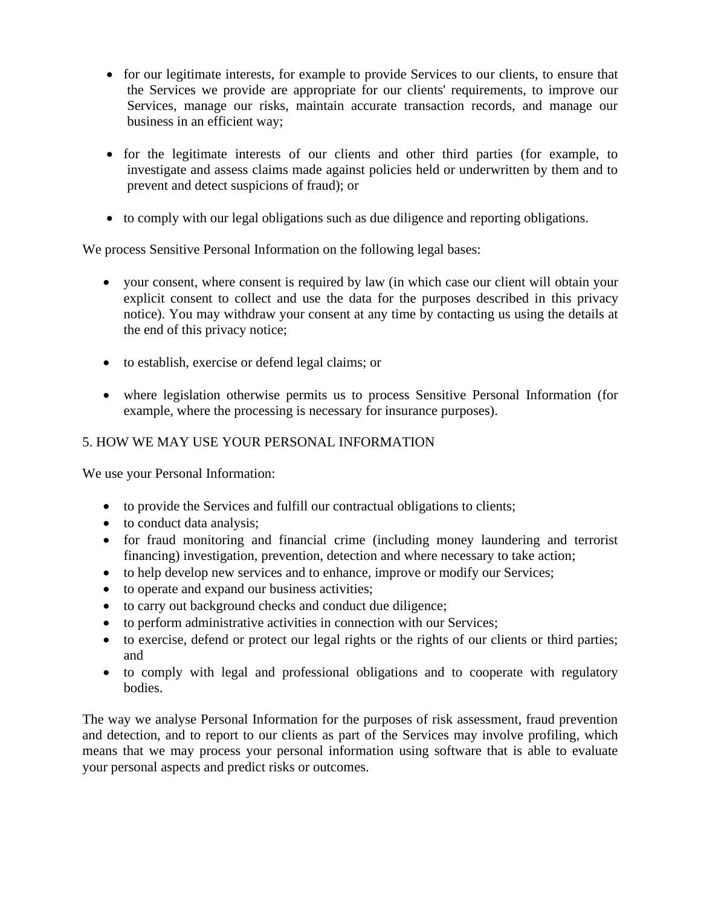- for our legitimate interests, for example to provide Services to our clients, to ensure that the Services we provide are appropriate for our clients' requirements, to improve our Services, manage our risks, maintain accurate transaction records, and manage our business in an efficient way;

- for the legitimate interests of our clients and other third parties (for example, to investigate and assess claims made against policies held or underwritten by them and to prevent and detect suspicions of fraud); or

- to comply with our legal obligations such as due diligence and reporting obligations.

We process Sensitive Personal Information on the following legal bases:

- your consent, where consent is required by law (in which case our client will obtain your explicit consent to collect and use the data for the purposes described in this privacy notice). You may withdraw your consent at any time by contacting us using the details at the end of this privacy notice;

- to establish, exercise or defend legal claims; or

- where legislation otherwise permits us to process Sensitive Personal Information (for example, where the processing is necessary for insurance purposes).

## 5. HOW WE MAY USE YOUR PERSONAL INFORMATION

We use your Personal Information:

- to provide the Services and fulfill our contractual obligations to clients;
- to conduct data analysis;
- for fraud monitoring and financial crime (including money laundering and terrorist financing) investigation, prevention, detection and where necessary to take action;
- to help develop new services and to enhance, improve or modify our Services;
- to operate and expand our business activities;
- to carry out background checks and conduct due diligence;
- to perform administrative activities in connection with our Services;
- to exercise, defend or protect our legal rights or the rights of our clients or third parties; and
- to comply with legal and professional obligations and to cooperate with regulatory bodies.

The way we analyse Personal Information for the purposes of risk assessment, fraud prevention and detection, and to report to our clients as part of the Services may involve profiling, which means that we may process your personal information using software that is able to evaluate your personal aspects and predict risks or outcomes.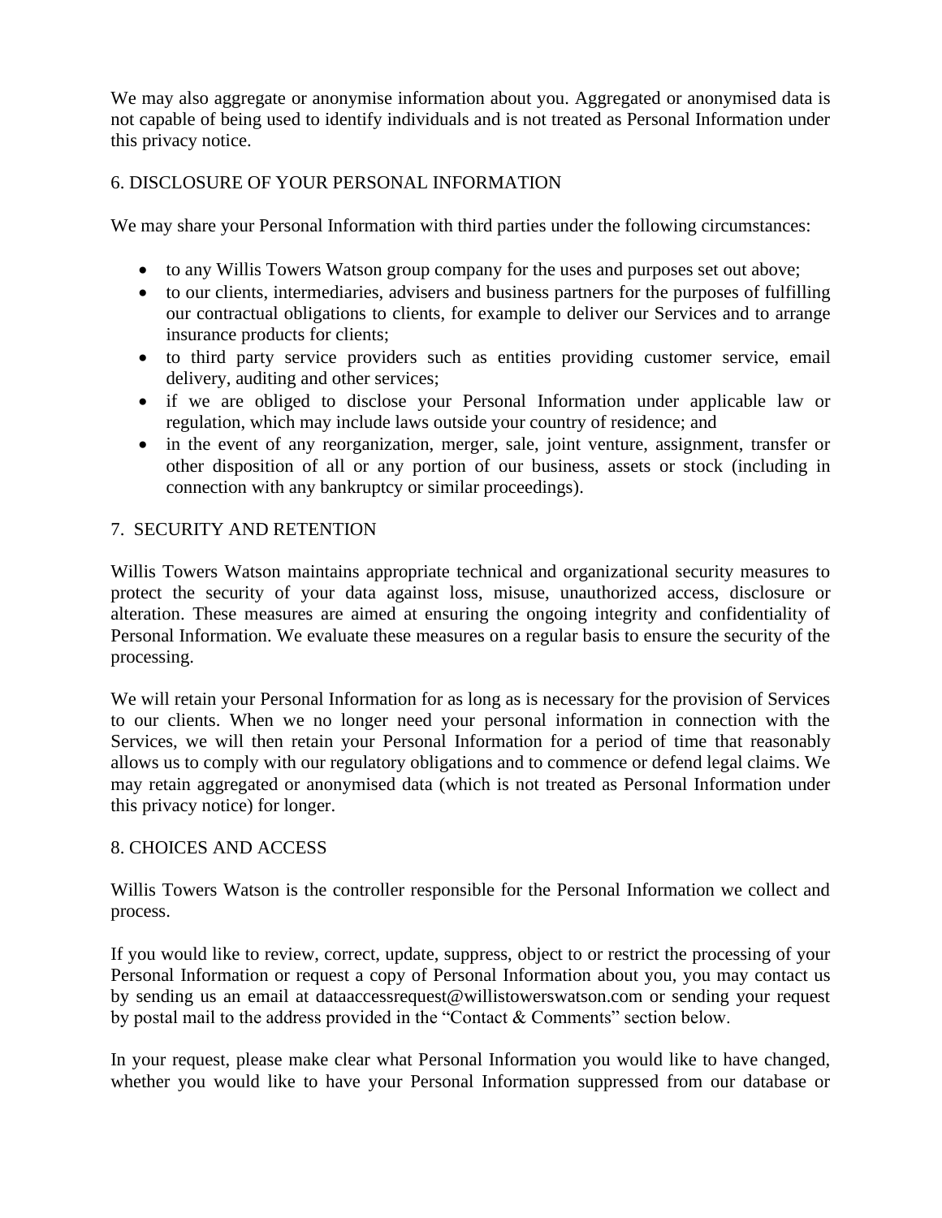We may also aggregate or anonymise information about you. Aggregated or anonymised data is not capable of being used to identify individuals and is not treated as Personal Information under this privacy notice.

## 6. DISCLOSURE OF YOUR PERSONAL INFORMATION

We may share your Personal Information with third parties under the following circumstances:

- to any Willis Towers Watson group company for the uses and purposes set out above;
- to our clients, intermediaries, advisers and business partners for the purposes of fulfilling our contractual obligations to clients, for example to deliver our Services and to arrange insurance products for clients;
- to third party service providers such as entities providing customer service, email delivery, auditing and other services;
- if we are obliged to disclose your Personal Information under applicable law or regulation, which may include laws outside your country of residence; and
- in the event of any reorganization, merger, sale, joint venture, assignment, transfer or other disposition of all or any portion of our business, assets or stock (including in connection with any bankruptcy or similar proceedings).

## 7. SECURITY AND RETENTION

Willis Towers Watson maintains appropriate technical and organizational security measures to protect the security of your data against loss, misuse, unauthorized access, disclosure or alteration. These measures are aimed at ensuring the ongoing integrity and confidentiality of Personal Information. We evaluate these measures on a regular basis to ensure the security of the processing.

We will retain your Personal Information for as long as is necessary for the provision of Services to our clients. When we no longer need your personal information in connection with the Services, we will then retain your Personal Information for a period of time that reasonably allows us to comply with our regulatory obligations and to commence or defend legal claims. We may retain aggregated or anonymised data (which is not treated as Personal Information under this privacy notice) for longer.

## 8. CHOICES AND ACCESS

Willis Towers Watson is the controller responsible for the Personal Information we collect and process.

If you would like to review, correct, update, suppress, object to or restrict the processing of your Personal Information or request a copy of Personal Information about you, you may contact us by sending us an email at dataaccessrequest@willistowerswatson.com or sending your request by postal mail to the address provided in the "Contact & Comments" section below.

In your request, please make clear what Personal Information you would like to have changed, whether you would like to have your Personal Information suppressed from our database or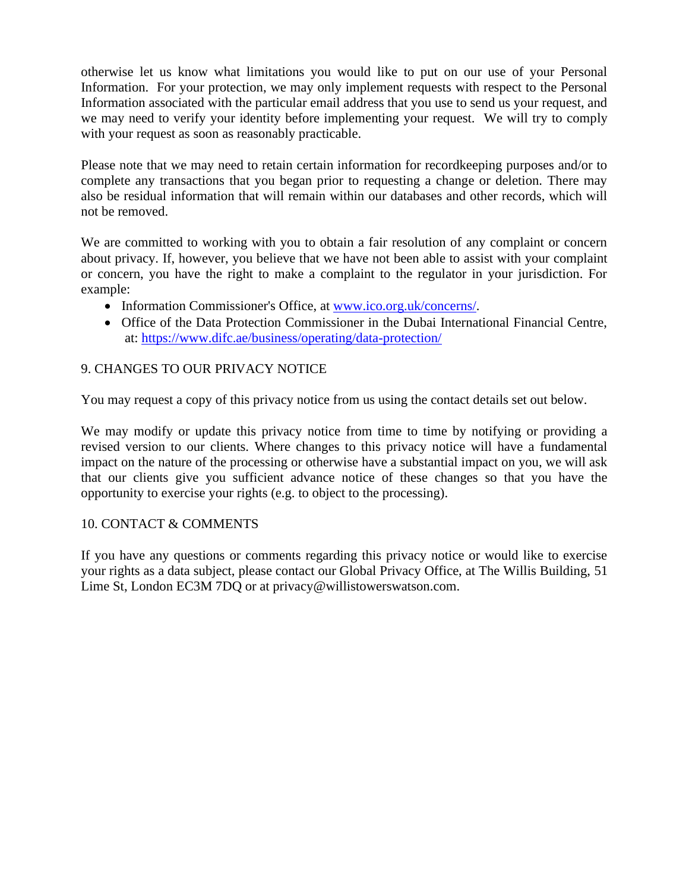otherwise let us know what limitations you would like to put on our use of your Personal Information. For your protection, we may only implement requests with respect to the Personal Information associated with the particular email address that you use to send us your request, and we may need to verify your identity before implementing your request. We will try to comply with your request as soon as reasonably practicable.

Please note that we may need to retain certain information for recordkeeping purposes and/or to complete any transactions that you began prior to requesting a change or deletion. There may also be residual information that will remain within our databases and other records, which will not be removed.

We are committed to working with you to obtain a fair resolution of any complaint or concern about privacy. If, however, you believe that we have not been able to assist with your complaint or concern, you have the right to make a complaint to the regulator in your jurisdiction. For example:

- Information Commissioner's Office, at [www.ico.org.uk/concerns/](www.ico.org.uk/concerns/).
- Office of the Data Protection Commissioner in the Dubai International Financial Centre, at: [https://www.difc.ae/business/operating/data-protection/](https://www.difc.ae/business/operating/data-protection/)

## 9. CHANGES TO OUR PRIVACY NOTICE

You may request a copy of this privacy notice from us using the contact details set out below.

We may modify or update this privacy notice from time to time by notifying or providing a revised version to our clients. Where changes to this privacy notice will have a fundamental impact on the nature of the processing or otherwise have a substantial impact on you, we will ask that our clients give you sufficient advance notice of these changes so that you have the opportunity to exercise your rights (e.g. to object to the processing).

## 10. CONTACT & COMMENTS

If you have any questions or comments regarding this privacy notice or would like to exercise your rights as a data subject, please contact our Global Privacy Office, at The Willis Building, 51 Lime St, London EC3M 7DQ or at privacy@willistowerswatson.com.